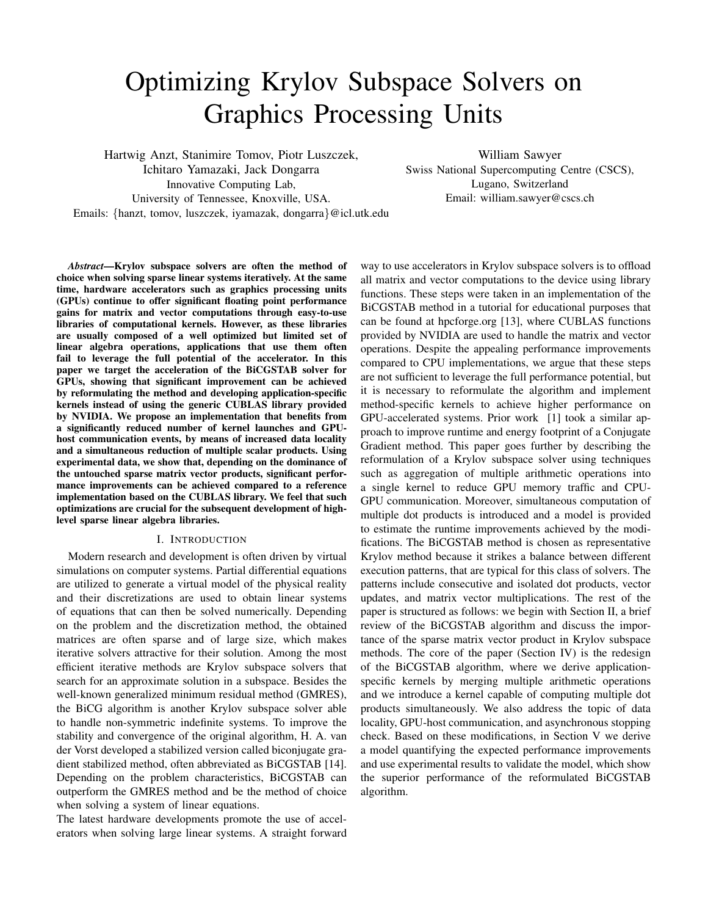# Optimizing Krylov Subspace Solvers on Graphics Processing Units

Hartwig Anzt, Stanimire Tomov, Piotr Luszczek, Ichitaro Yamazaki, Jack Dongarra
Innovative Computing Lab,
University of Tennessee, Knoxville, USA.
Emails: {hanzt, tomov, luszczek, iyamazak, dongarra}@icl.utk.edu

William Sawyer
Swiss National Supercomputing Centre (CSCS),
Lugano, Switzerland
Email: william.sawyer@cscs.ch

***Abstract*—Krylov subspace solvers are often the method of choice when solving sparse linear systems iteratively. At the same time, hardware accelerators such as graphics processing units (GPUs) continue to offer significant floating point performance gains for matrix and vector computations through easy-to-use libraries of computational kernels. However, as these libraries are usually composed of a well optimized but limited set of linear algebra operations, applications that use them often fail to leverage the full potential of the accelerator. In this paper we target the acceleration of the BiCGSTAB solver for GPUs, showing that significant improvement can be achieved by reformulating the method and developing application-specific kernels instead of using the generic CUBLAS library provided by NVIDIA. We propose an implementation that benefits from a significantly reduced number of kernel launches and GPU-host communication events, by means of increased data locality and a simultaneous reduction of multiple scalar products. Using experimental data, we show that, depending on the dominance of the untouched sparse matrix vector products, significant performance improvements can be achieved compared to a reference implementation based on the CUBLAS library. We feel that such optimizations are crucial for the subsequent development of high-level sparse linear algebra libraries.**

## I. Introduction

Modern research and development is often driven by virtual simulations on computer systems. Partial differential equations are utilized to generate a virtual model of the physical reality and their discretizations are used to obtain linear systems of equations that can then be solved numerically. Depending on the problem and the discretization method, the obtained matrices are often sparse and of large size, which makes iterative solvers attractive for their solution. Among the most efficient iterative methods are Krylov subspace solvers that search for an approximate solution in a subspace. Besides the well-known generalized minimum residual method (GMRES), the BiCG algorithm is another Krylov subspace solver able to handle non-symmetric indefinite systems. To improve the stability and convergence of the original algorithm, H. A. van der Vorst developed a stabilized version called biconjugate gradient stabilized method, often abbreviated as BiCGSTAB [14]. Depending on the problem characteristics, BiCGSTAB can outperform the GMRES method and be the method of choice when solving a system of linear equations.

The latest hardware developments promote the use of accelerators when solving large linear systems. A straight forward way to use accelerators in Krylov subspace solvers is to offload all matrix and vector computations to the device using library functions. These steps were taken in an implementation of the BiCGSTAB method in a tutorial for educational purposes that can be found at hpcforge.org [13], where CUBLAS functions provided by NVIDIA are used to handle the matrix and vector operations. Despite the appealing performance improvements compared to CPU implementations, we argue that these steps are not sufficient to leverage the full performance potential, but it is necessary to reformulate the algorithm and implement method-specific kernels to achieve higher performance on GPU-accelerated systems. Prior work [1] took a similar approach to improve runtime and energy footprint of a Conjugate Gradient method. This paper goes further by describing the reformulation of a Krylov subspace solver using techniques such as aggregation of multiple arithmetic operations into a single kernel to reduce GPU memory traffic and CPU-GPU communication. Moreover, simultaneous computation of multiple dot products is introduced and a model is provided to estimate the runtime improvements achieved by the modifications. The BiCGSTAB method is chosen as representative Krylov method because it strikes a balance between different execution patterns, that are typical for this class of solvers. The patterns include consecutive and isolated dot products, vector updates, and matrix vector multiplications. The rest of the paper is structured as follows: we begin with Section II, a brief review of the BiCGSTAB algorithm and discuss the importance of the sparse matrix vector product in Krylov subspace methods. The core of the paper (Section IV) is the redesign of the BiCGSTAB algorithm, where we derive application-specific kernels by merging multiple arithmetic operations and we introduce a kernel capable of computing multiple dot products simultaneously. We also address the topic of data locality, GPU-host communication, and asynchronous stopping check. Based on these modifications, in Section V we derive a model quantifying the expected performance improvements and use experimental results to validate the model, which show the superior performance of the reformulated BiCGSTAB algorithm.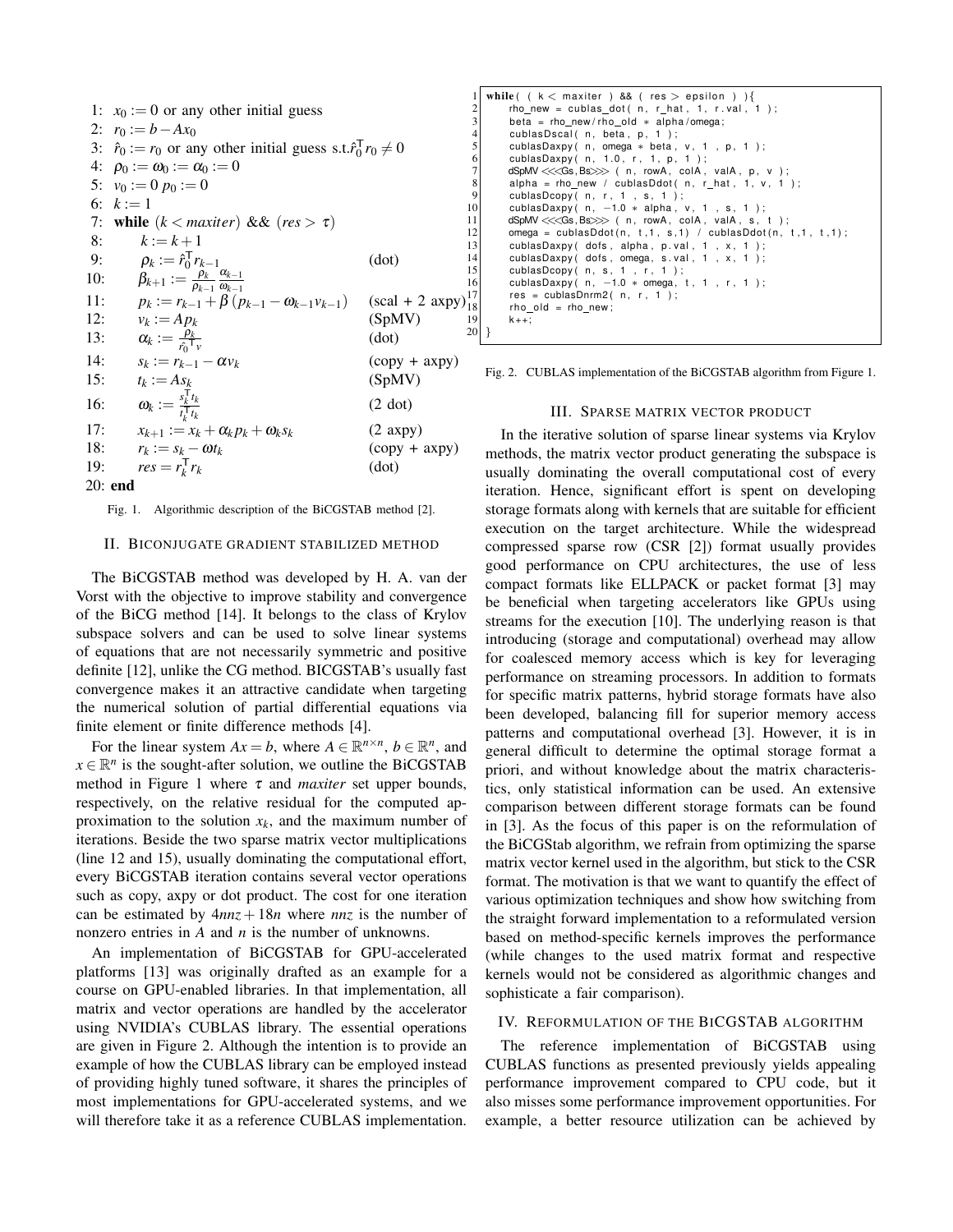1: $x_0 := 0$ or any other initial guess
2: $r_0 := b - Ax_0$
3: $\hat{r}_0 := r_0$ or any other initial guess s.t.$\hat{r}_0^\mathsf{T} r_0 \neq 0$
4: $\rho_0 := \omega_0 := \alpha_0 := 0$
5: $v_0 := 0$ $p_0 := 0$
6: $k := 1$
7: **while** $(k < maxiter)$ && $(res > \tau)$
8: $\quad k := k+1$
9: $\quad \rho_k := \hat{r}_0^\mathsf{T} r_{k-1}$ (dot)
10: $\quad \beta_{k+1} := \frac{\rho_k}{\rho_{k-1}} \frac{\alpha_{k-1}}{\omega_{k-1}}$
11: $\quad p_k := r_{k-1} + \beta \left(p_{k-1} - \omega_{k-1} v_{k-1}\right)$ (scal + 2 axpy)
12: $\quad v_k := Ap_k$ (SpMV)
13: $\quad \alpha_k := \frac{\rho_k}{\hat{r_0}^\mathsf{T} v}$ (dot)
14: $\quad s_k := r_{k-1} - \alpha v_k$ (copy + axpy)
15: $\quad t_k := As_k$ (SpMV)
16: $\quad \omega_k := \frac{s_k^\mathsf{T} t_k}{t_k^\mathsf{T} t_k}$ (2 dot)
17: $\quad x_{k+1} := x_k + \alpha_k p_k + \omega_k s_k$ (2 axpy)
18: $\quad r_k := s_k - \omega t_k$ (copy + axpy)
19: $\quad res = r_k^\mathsf{T} r_k$ (dot)
20: **end**

Fig. 1. Algorithmic description of the BiCGSTAB method [2].

```
while( ( k < maxiter ) && ( res > epsilon ) ){
    rho_new = cublas_dot( n, r_hat, 1, r.val, 1 );
    beta = rho_new/rho_old * alpha/omega;
    cublasDscal( n, beta, p, 1 );
    cublasDaxpy( n, omega * beta, v, 1 , p, 1 );
    cublasDaxpy( n, 1.0, r, 1, p, 1 );
    dSpMV <<<Gs,Bs>>> ( n, rowA, colA, valA, p, v );
    alpha = rho_new / cublasDdot( n, r_hat, 1, v, 1 );
    cublasDcopy( n, r, 1 , s, 1 );
    cublasDaxpy( n, -1.0 * alpha, v, 1 , s, 1 );
    dSpMV <<<Gs,Bs>>> ( n, rowA, colA, valA, s, t );
    omega = cublasDdot(n, t,1, s,1) / cublasDdot(n, t,1, t,1);
    cublasDaxpy( dofs, alpha, p.val, 1 , x, 1 );
    cublasDaxpy( dofs, omega, s.val, 1 , x, 1 );
    cublasDcopy( n, s, 1 , r, 1 );
    cublasDaxpy( n, -1.0 * omega, t, 1 , r, 1 );
    res = cublasDnrm2( n, r, 1 );
    rho_old = rho_new;
    k++;
}
```

Fig. 2. CUBLAS implementation of the BiCGSTAB algorithm from Figure 1.

## II. Biconjugate Gradient Stabilized Method

The BiCGSTAB method was developed by H. A. van der Vorst with the objective to improve stability and convergence of the BiCG method [14]. It belongs to the class of Krylov subspace solvers and can be used to solve linear systems of equations that are not necessarily symmetric and positive definite [12], unlike the CG method. BICGSTAB's usually fast convergence makes it an attractive candidate when targeting the numerical solution of partial differential equations via finite element or finite difference methods [4].

For the linear system $Ax = b$, where $A \in \mathbb{R}^{n \times n}$, $b \in \mathbb{R}^n$, and $x \in \mathbb{R}^n$ is the sought-after solution, we outline the BiCGSTAB method in Figure 1 where $\tau$ and *maxiter* set upper bounds, respectively, on the relative residual for the computed approximation to the solution $x_k$, and the maximum number of iterations. Beside the two sparse matrix vector multiplications (line 12 and 15), usually dominating the computational effort, every BiCGSTAB iteration contains several vector operations such as copy, axpy or dot product. The cost for one iteration can be estimated by $4nnz + 18n$ where $nnz$ is the number of nonzero entries in $A$ and $n$ is the number of unknowns.

An implementation of BiCGSTAB for GPU-accelerated platforms [13] was originally drafted as an example for a course on GPU-enabled libraries. In that implementation, all matrix and vector operations are handled by the accelerator using NVIDIA's CUBLAS library. The essential operations are given in Figure 2. Although the intention is to provide an example of how the CUBLAS library can be employed instead of providing highly tuned software, it shares the principles of most implementations for GPU-accelerated systems, and we will therefore take it as a reference CUBLAS implementation.

## III. Sparse Matrix Vector Product

In the iterative solution of sparse linear systems via Krylov methods, the matrix vector product generating the subspace is usually dominating the overall computational cost of every iteration. Hence, significant effort is spent on developing storage formats along with kernels that are suitable for efficient execution on the target architecture. While the widespread compressed sparse row (CSR [2]) format usually provides good performance on CPU architectures, the use of less compact formats like ELLPACK or packet format [3] may be beneficial when targeting accelerators like GPUs using streams for the execution [10]. The underlying reason is that introducing (storage and computational) overhead may allow for coalesced memory access which is key for leveraging performance on streaming processors. In addition to formats for specific matrix patterns, hybrid storage formats have also been developed, balancing fill for superior memory access patterns and computational overhead [3]. However, it is in general difficult to determine the optimal storage format a priori, and without knowledge about the matrix characteristics, only statistical information can be used. An extensive comparison between different storage formats can be found in [3]. As the focus of this paper is on the reformulation of the BiCGStab algorithm, we refrain from optimizing the sparse matrix vector kernel used in the algorithm, but stick to the CSR format. The motivation is that we want to quantify the effect of various optimization techniques and show how switching from the straight forward implementation to a reformulated version based on method-specific kernels improves the performance (while changes to the used matrix format and respective kernels would not be considered as algorithmic changes and sophisticate a fair comparison).

## IV. Reformulation of the BiCGSTAB Algorithm

The reference implementation of BiCGSTAB using CUBLAS functions as presented previously yields appealing performance improvement compared to CPU code, but it also misses some performance improvement opportunities. For example, a better resource utilization can be achieved by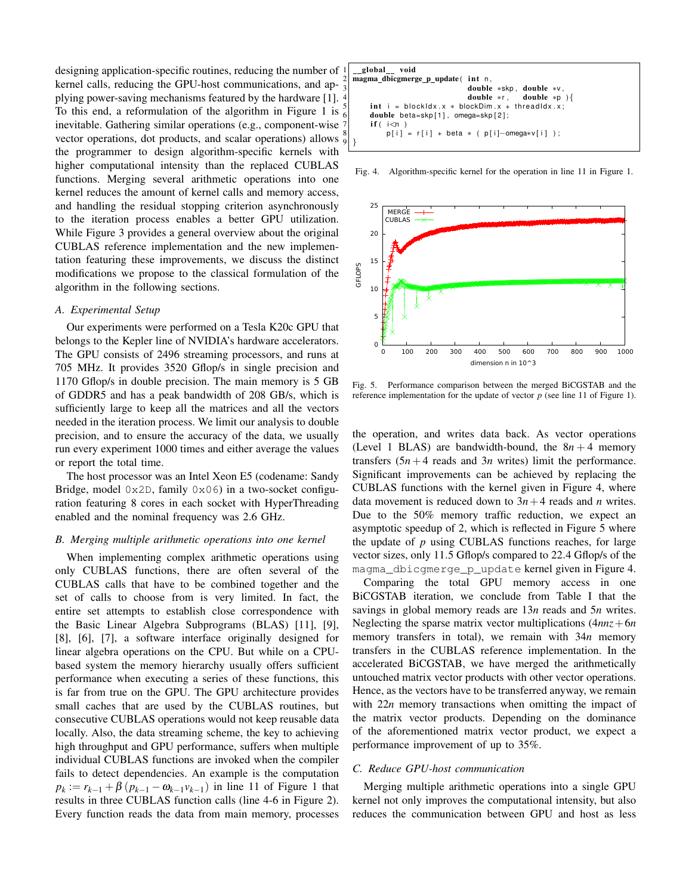designing application-specific routines, reducing the number of kernel calls, reducing the GPU-host communications, and applying power-saving mechanisms featured by the hardware [1]. To this end, a reformulation of the algorithm in Figure 1 is inevitable. Gathering similar operations (e.g., component-wise vector operations, dot products, and scalar operations) allows the programmer to design algorithm-specific kernels with higher computational intensity than the replaced CUBLAS functions. Merging several arithmetic operations into one kernel reduces the amount of kernel calls and memory access, and handling the residual stopping criterion asynchronously to the iteration process enables a better GPU utilization. While Figure 3 provides a general overview about the original CUBLAS reference implementation and the new implementation featuring these improvements, we discuss the distinct modifications we propose to the classical formulation of the algorithm in the following sections.

### A. Experimental Setup

Our experiments were performed on a Tesla K20c GPU that belongs to the Kepler line of NVIDIA's hardware accelerators. The GPU consists of 2496 streaming processors, and runs at 705 MHz. It provides 3520 Gflop/s in single precision and 1170 Gflop/s in double precision. The main memory is 5 GB of GDDR5 and has a peak bandwidth of 208 GB/s, which is sufficiently large to keep all the matrices and all the vectors needed in the iteration process. We limit our analysis to double precision, and to ensure the accuracy of the data, we usually run every experiment 1000 times and either average the values or report the total time.

The host processor was an Intel Xeon E5 (codename: Sandy Bridge, model `0x2D`, family `0x06`) in a two-socket configuration featuring 8 cores in each socket with HyperThreading enabled and the nominal frequency was 2.6 GHz.

### B. Merging multiple arithmetic operations into one kernel

When implementing complex arithmetic operations using only CUBLAS functions, there are often several of the CUBLAS calls that have to be combined together and the set of calls to choose from is very limited. In fact, the entire set attempts to establish close correspondence with the Basic Linear Algebra Subprograms (BLAS) [11], [9], [8], [6], [7], a software interface originally designed for linear algebra operations on the CPU. But while on a CPU-based system the memory hierarchy usually offers sufficient performance when executing a series of these functions, this is far from true on the GPU. The GPU architecture provides small caches that are used by the CUBLAS routines, but consecutive CUBLAS operations would not keep reusable data locally. Also, the data streaming scheme, the key to achieving high throughput and GPU performance, suffers when multiple individual CUBLAS functions are invoked when the compiler fails to detect dependencies. An example is the computation $p_k := r_{k-1} + \beta\,(p_{k-1} - \omega_{k-1} v_{k-1})$ in line 11 of Figure 1 that results in three CUBLAS function calls (line 4-6 in Figure 2). Every function reads the data from main memory, processes the operation, and writes data back. As vector operations (Level 1 BLAS) are bandwidth-bound, the $8n+4$ memory transfers ($5n+4$ reads and $3n$ writes) limit the performance. Significant improvements can be achieved by replacing the CUBLAS functions with the kernel given in Figure 4, where data movement is reduced down to $3n+4$ reads and $n$ writes. Due to the 50% memory traffic reduction, we expect an asymptotic speedup of 2, which is reflected in Figure 5 where the update of $p$ using CUBLAS functions reaches, for large vector sizes, only 11.5 Gflop/s compared to 22.4 Gflop/s of the `magma_dbicgmerge_p_update` kernel given in Figure 4.

```
__global__ void
magma_dbicgmerge_p_update( int n,
                           double *skp, double *v,
                           double *r,   double *p ){
    int i = blockIdx.x * blockDim.x + threadIdx.x;
    double beta=skp[1], omega=skp[2];
    if( i<n )
        p[i] = r[i] + beta * ( p[i]-omega*v[i] );
}
```

Fig. 4. Algorithm-specific kernel for the operation in line 11 in Figure 1.

Fig. 5. Performance comparison between the merged BiCGSTAB and the reference implementation for the update of vector $p$ (see line 11 of Figure 1).

Comparing the total GPU memory access in one BiCGSTAB iteration, we conclude from Table I that the savings in global memory reads are $13n$ reads and $5n$ writes. Neglecting the sparse matrix vector multiplications ($4nnz+6n$ memory transfers in total), we remain with $34n$ memory transfers in the CUBLAS reference implementation. In the accelerated BiCGSTAB, we have merged the arithmetically untouched matrix vector products with other vector operations. Hence, as the vectors have to be transferred anyway, we remain with $22n$ memory transactions when omitting the impact of the matrix vector products. Depending on the dominance of the aforementioned matrix vector product, we expect a performance improvement of up to 35%.

### C. Reduce GPU-host communication

Merging multiple arithmetic operations into a single GPU kernel not only improves the computational intensity, but also reduces the communication between GPU and host as less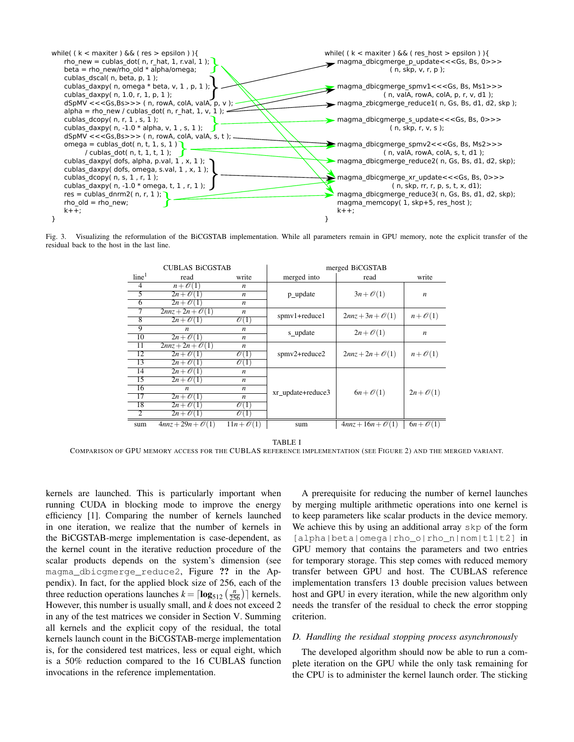```
while( ( k < maxiter ) && ( res > epsilon ) ){
    rho_new = cublas_dot( n, r_hat, 1, r.val, 1 );
    beta = rho_new/rho_old * alpha/omega;
    cublas_dscal( n, beta, p, 1 );
    cublas_daxpy( n, omega * beta, v, 1 , p, 1 );
    cublas_daxpy( n, 1.0, r, 1, p, 1 );
    dSpMV <<<Gs,Bs>>> ( n, rowA, colA, valA, p, v );
    alpha = rho_new / cublas_dot( n, r_hat, 1, v, 1 );
    cublas_dcopy( n, r, 1 , s, 1 );
    cublas_daxpy( n, -1.0 * alpha, v, 1 , s, 1 );
    dSpMV <<<Gs,Bs>>> ( n, rowA, colA, valA, s, t );
    omega = cublas_dot( n, t, 1, s, 1 )
          / cublas_dot( n, t, 1, t, 1 );
    cublas_daxpy( dofs, alpha, p.val, 1 , x, 1 );
    cublas_daxpy( dofs, omega, s.val, 1 , x, 1 );
    cublas_dcopy( n, s, 1 , r, 1 );
    cublas_daxpy( n, -1.0 * omega, t, 1 , r, 1 );
    res = cublas_dnrm2( n, r, 1 );
    rho_old = rho_new;
    k++;
}
```

```
while( ( k < maxiter ) && ( res_host > epsilon ) ){
    magma_dbicgmerge_p_update<<<Gs, Bs, 0>>>
                ( n, skp, v, r, p );
    magma_dbicgmerge_spmv1<<<Gs, Bs, Ms1>>>
                ( n, valA, rowA, colA, p, r, v, d1 );
    magma_zbicgmerge_reduce1( n, Gs, Bs, d1, d2, skp );
    magma_dbicgmerge_s_update<<<Gs, Bs, 0>>>
                ( n, skp, r, v, s );
    magma_dbicgmerge_spmv2<<<Gs, Bs, Ms2>>>
                ( n, valA, rowA, colA, s, t, d1 );
    magma_dbicgmerge_reduce2( n, Gs, Bs, d1, d2, skp);
    magma_dbicgmerge_xr_update<<<Gs, Bs, 0>>>
                ( n, skp, rr, r, p, s, t, x, d1);
    magma_dbicgmerge_reduce3( n, Gs, Bs, d1, d2, skp);
    magma_memcopy( 1, skp+5, res_host );
    k++;
}
```

Fig. 3. Visualizing the reformulation of the BiCGSTAB implementation. While all parameters remain in GPU memory, note the explicit transfer of the residual back to the host in the last line.

| CUBLAS BiCGSTAB | | | merged BiCGSTAB | | |
|---|---|---|---|---|---|
| line[1] | read | write | merged into | read | write |
| 4 | $n+\mathcal{O}(1)$ | $n$ | p_update | $3n+\mathcal{O}(1)$ | $n$ |
| 5 | $2n+\mathcal{O}(1)$ | $n$ | | | |
| 6 | $2n+\mathcal{O}(1)$ | $n$ | | | |
| 7 | $2nnz+2n+\mathcal{O}(1)$ | $n$ | spmv1+reduce1 | $2nnz+3n+\mathcal{O}(1)$ | $n+\mathcal{O}(1)$ |
| 8 | $2n+\mathcal{O}(1)$ | $\mathcal{O}(1)$ | | | |
| 9 | $n$ | $n$ | s_update | $2n+\mathcal{O}(1)$ | $n$ |
| 10 | $2n+\mathcal{O}(1)$ | $n$ | | | |
| 11 | $2nnz+2n+\mathcal{O}(1)$ | $n$ | spmv2+reduce2 | $2nnz+2n+\mathcal{O}(1)$ | $n+\mathcal{O}(1)$ |
| 12 | $2n+\mathcal{O}(1)$ | $\mathcal{O}(1)$ | | | |
| 13 | $2n+\mathcal{O}(1)$ | $\mathcal{O}(1)$ | | | |
| 14 | $2n+\mathcal{O}(1)$ | $n$ | xr_update+reduce3 | $6n+\mathcal{O}(1)$ | $2n+\mathcal{O}(1)$ |
| 15 | $2n+\mathcal{O}(1)$ | $n$ | | | |
| 16 | $n$ | $n$ | | | |
| 17 | $2n+\mathcal{O}(1)$ | $n$ | | | |
| 18 | $2n+\mathcal{O}(1)$ | $\mathcal{O}(1)$ | | | |
| 2 | $2n+\mathcal{O}(1)$ | $\mathcal{O}(1)$ | | | |
| sum | $4nnz+29n+\mathcal{O}(1)$ | $11n+\mathcal{O}(1)$ | sum | $4nnz+16n+\mathcal{O}(1)$ | $6n+\mathcal{O}(1)$ |

TABLE I

COMPARISON OF GPU MEMORY ACCESS FOR THE CUBLAS REFERENCE IMPLEMENTATION (SEE FIGURE 2) AND THE MERGED VARIANT.

kernels are launched. This is particularly important when running CUDA in blocking mode to improve the energy efficiency [1]. Comparing the number of kernels launched in one iteration, we realize that the number of kernels in the BiCGSTAB-merge implementation is case-dependent, as the kernel count in the iterative reduction procedure of the scalar products depends on the system's dimension (see `magma_dbicgmerge_reduce2`, Figure **??** in the Appendix). In fact, for the applied block size of 256, each of the three reduction operations launches $k = \lceil \mathbf{log}_{512}\left(\frac{n}{256}\right)\rceil$ kernels. However, this number is usually small, and $k$ does not exceed 2 in any of the test matrices we consider in Section V. Summing all kernels and the explicit copy of the residual, the total kernels launch count in the BiCGSTAB-merge implementation is, for the considered test matrices, less or equal eight, which is a 50% reduction compared to the 16 CUBLAS function invocations in the reference implementation.

A prerequisite for reducing the number of kernel launches by merging multiple arithmetic operations into one kernel is to keep parameters like scalar products in the device memory. We achieve this by using an additional array `skp` of the form `[alpha|beta|omega|rho_o|rho_n|nom|t1|t2]` in GPU memory that contains the parameters and two entries for temporary storage. This step comes with reduced memory transfer between GPU and host. The CUBLAS reference implementation transfers 13 double precision values between host and GPU in every iteration, while the new algorithm only needs the transfer of the residual to check the error stopping criterion.

### D. Handling the residual stopping process asynchronously

The developed algorithm should now be able to run a complete iteration on the GPU while the only task remaining for the CPU is to administer the kernel launch order. The sticking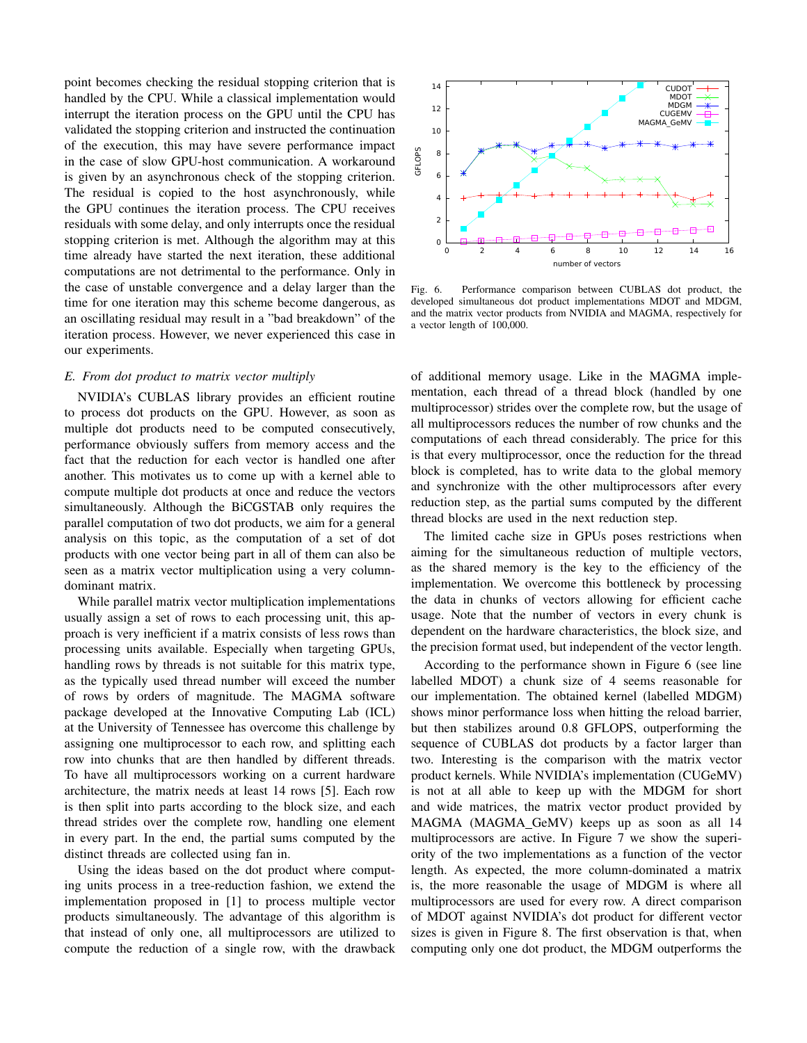point becomes checking the residual stopping criterion that is handled by the CPU. While a classical implementation would interrupt the iteration process on the GPU until the CPU has validated the stopping criterion and instructed the continuation of the execution, this may have severe performance impact in the case of slow GPU-host communication. A workaround is given by an asynchronous check of the stopping criterion. The residual is copied to the host asynchronously, while the GPU continues the iteration process. The CPU receives residuals with some delay, and only interrupts once the residual stopping criterion is met. Although the algorithm may at this time already have started the next iteration, these additional computations are not detrimental to the performance. Only in the case of unstable convergence and a delay larger than the time for one iteration may this scheme become dangerous, as an oscillating residual may result in a "bad breakdown" of the iteration process. However, we never experienced this case in our experiments.

### *E. From dot product to matrix vector multiply*

NVIDIA's CUBLAS library provides an efficient routine to process dot products on the GPU. However, as soon as multiple dot products need to be computed consecutively, performance obviously suffers from memory access and the fact that the reduction for each vector is handled one after another. This motivates us to come up with a kernel able to compute multiple dot products at once and reduce the vectors simultaneously. Although the BiCGSTAB only requires the parallel computation of two dot products, we aim for a general analysis on this topic, as the computation of a set of dot products with one vector being part in all of them can also be seen as a matrix vector multiplication using a very column-dominant matrix.

While parallel matrix vector multiplication implementations usually assign a set of rows to each processing unit, this approach is very inefficient if a matrix consists of less rows than processing units available. Especially when targeting GPUs, handling rows by threads is not suitable for this matrix type, as the typically used thread number will exceed the number of rows by orders of magnitude. The MAGMA software package developed at the Innovative Computing Lab (ICL) at the University of Tennessee has overcome this challenge by assigning one multiprocessor to each row, and splitting each row into chunks that are then handled by different threads. To have all multiprocessors working on a current hardware architecture, the matrix needs at least 14 rows [5]. Each row is then split into parts according to the block size, and each thread strides over the complete row, handling one element in every part. In the end, the partial sums computed by the distinct threads are collected using fan in.

Using the ideas based on the dot product where computing units process in a tree-reduction fashion, we extend the implementation proposed in [1] to process multiple vector products simultaneously. The advantage of this algorithm is that instead of only one, all multiprocessors are utilized to compute the reduction of a single row, with the drawback of additional memory usage. Like in the MAGMA implementation, each thread of a thread block (handled by one multiprocessor) strides over the complete row, but the usage of all multiprocessors reduces the number of row chunks and the computations of each thread considerably. The price for this is that every multiprocessor, once the reduction for the thread block is completed, has to write data to the global memory and synchronize with the other multiprocessors after every reduction step, as the partial sums computed by the different thread blocks are used in the next reduction step.

The limited cache size in GPUs poses restrictions when aiming for the simultaneous reduction of multiple vectors, as the shared memory is the key to the efficiency of the implementation. We overcome this bottleneck by processing the data in chunks of vectors allowing for efficient cache usage. Note that the number of vectors in every chunk is dependent on the hardware characteristics, the block size, and the precision format used, but independent of the vector length.

Fig. 6. Performance comparison between CUBLAS dot product, the developed simultaneous dot product implementations MDOT and MDGM, and the matrix vector products from NVIDIA and MAGMA, respectively for a vector length of 100,000.

According to the performance shown in Figure 6 (see line labelled MDOT) a chunk size of 4 seems reasonable for our implementation. The obtained kernel (labelled MDGM) shows minor performance loss when hitting the reload barrier, but then stabilizes around 0.8 GFLOPS, outperforming the sequence of CUBLAS dot products by a factor larger than two. Interesting is the comparison with the matrix vector product kernels. While NVIDIA's implementation (CUGeMV) is not at all able to keep up with the MDGM for short and wide matrices, the matrix vector product provided by MAGMA (MAGMA_GeMV) keeps up as soon as all 14 multiprocessors are active. In Figure 7 we show the superiority of the two implementations as a function of the vector length. As expected, the more column-dominated a matrix is, the more reasonable the usage of MDGM is where all multiprocessors are used for every row. A direct comparison of MDOT against NVIDIA's dot product for different vector sizes is given in Figure 8. The first observation is that, when computing only one dot product, the MDGM outperforms the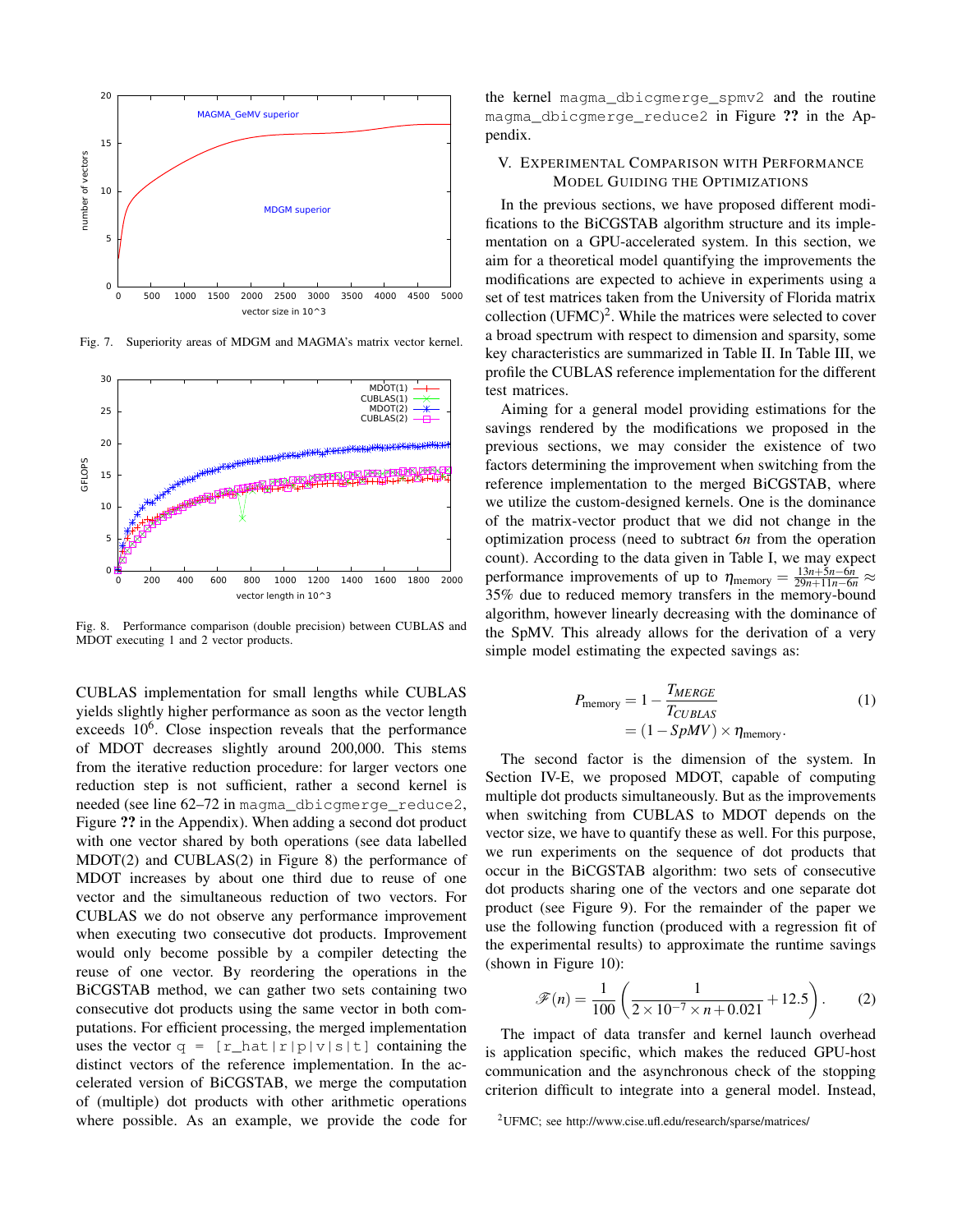Fig. 7. Superiority areas of MDGM and MAGMA's matrix vector kernel.

Fig. 8. Performance comparison (double precision) between CUBLAS and MDOT executing 1 and 2 vector products.

CUBLAS implementation for small lengths while CUBLAS yields slightly higher performance as soon as the vector length exceeds $10^6$. Close inspection reveals that the performance of MDOT decreases slightly around 200,000. This stems from the iterative reduction procedure: for larger vectors one reduction step is not sufficient, rather a second kernel is needed (see line 62–72 in `magma_dbicgmerge_reduce2`, Figure ?? in the Appendix). When adding a second dot product with one vector shared by both operations (see data labelled MDOT(2) and CUBLAS(2) in Figure 8) the performance of MDOT increases by about one third due to reuse of one vector and the simultaneous reduction of two vectors. For CUBLAS we do not observe any performance improvement when executing two consecutive dot products. Improvement would only become possible by a compiler detecting the reuse of one vector. By reordering the operations in the BiCGSTAB method, we can gather two sets containing two consecutive dot products using the same vector in both computations. For efficient processing, the merged implementation uses the vector `q = [r_hat|r|p|v|s|t]` containing the distinct vectors of the reference implementation. In the accelerated version of BiCGSTAB, we merge the computation of (multiple) dot products with other arithmetic operations where possible. As an example, we provide the code for the kernel `magma_dbicgmerge_spmv2` and the routine `magma_dbicgmerge_reduce2` in Figure ?? in the Appendix.

## V. Experimental Comparison with Performance Model Guiding the Optimizations

In the previous sections, we have proposed different modifications to the BiCGSTAB algorithm structure and its implementation on a GPU-accelerated system. In this section, we aim for a theoretical model quantifying the improvements the modifications are expected to achieve in experiments using a set of test matrices taken from the University of Florida matrix collection (UFMC)[2]. While the matrices were selected to cover a broad spectrum with respect to dimension and sparsity, some key characteristics are summarized in Table II. In Table III, we profile the CUBLAS reference implementation for the different test matrices.

Aiming for a general model providing estimations for the savings rendered by the modifications we proposed in the previous sections, we may consider the existence of two factors determining the improvement when switching from the reference implementation to the merged BiCGSTAB, where we utilize the custom-designed kernels. One is the dominance of the matrix-vector product that we did not change in the optimization process (need to subtract $6n$ from the operation count). According to the data given in Table I, we may expect performance improvements of up to $\eta_{\text{memory}} = \frac{13n+5n-6n}{29n+11n-6n} \approx 35\%$ due to reduced memory transfers in the memory-bound algorithm, however linearly decreasing with the dominance of the SpMV. This already allows for the derivation of a very simple model estimating the expected savings as:

$$P_{\text{memory}} = 1 - \frac{T_{MERGE}}{T_{CUBLAS}} = (1 - SpMV) \times \eta_{\text{memory}}. \tag{1}$$

The second factor is the dimension of the system. In Section IV-E, we proposed MDOT, capable of computing multiple dot products simultaneously. But as the improvements when switching from CUBLAS to MDOT depends on the vector size, we have to quantify these as well. For this purpose, we run experiments on the sequence of dot products that occur in the BiCGSTAB algorithm: two sets of consecutive dot products sharing one of the vectors and one separate dot product (see Figure 9). For the remainder of the paper we use the following function (produced with a regression fit of the experimental results) to approximate the runtime savings (shown in Figure 10):

$$\mathscr{F}(n) = \frac{1}{100}\left(\frac{1}{2\times 10^{-7}\times n + 0.021} + 12.5\right). \tag{2}$$

The impact of data transfer and kernel launch overhead is application specific, which makes the reduced GPU-host communication and the asynchronous check of the stopping criterion difficult to integrate into a general model. Instead,

[2] UFMC; see http://www.cise.ufl.edu/research/sparse/matrices/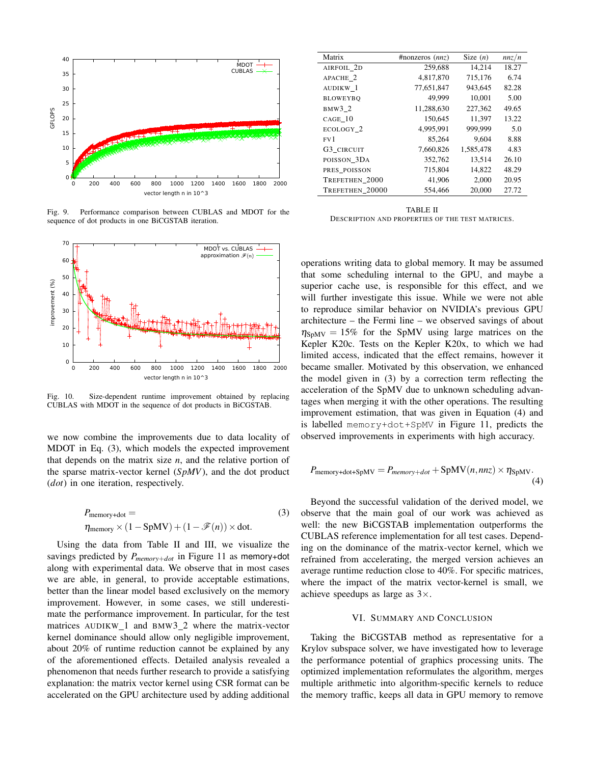Fig. 9. Performance comparison between CUBLAS and MDOT for the sequence of dot products in one BiCGSTAB iteration.

Fig. 10. Size-dependent runtime improvement obtained by replacing CUBLAS with MDOT in the sequence of dot products in BiCGSTAB.

we now combine the improvements due to data locality of MDOT in Eq. (3), which models the expected improvement that depends on the matrix size $n$, and the relative portion of the sparse matrix-vector kernel (*SpMV*), and the dot product (*dot*) in one iteration, respectively.

$$P_{\text{memory+dot}} = \eta_{\text{memory}} \times (1 - \text{SpMV}) + (1 - \mathscr{F}(n)) \times \text{dot}. \tag{3}$$

Using the data from Table II and III, we visualize the savings predicted by $P_{memory+dot}$ in Figure 11 as memory+dot along with experimental data. We observe that in most cases we are able, in general, to provide acceptable estimations, better than the linear model based exclusively on the memory improvement. However, in some cases, we still underestimate the performance improvement. In particular, for the test matrices AUDIKW_1 and BMW3_2 where the matrix-vector kernel dominance should allow only negligible improvement, about 20% of runtime reduction cannot be explained by any of the aforementioned effects. Detailed analysis revealed a phenomenon that needs further research to provide a satisfying explanation: the matrix vector kernel using CSR format can be accelerated on the GPU architecture used by adding additional operations writing data to global memory. It may be assumed that some scheduling internal to the GPU, and maybe a superior cache use, is responsible for this effect, and we will further investigate this issue. While we were not able to reproduce similar behavior on NVIDIA's previous GPU architecture – the Fermi line – we observed savings of about $\eta_{\text{SpMV}} = 15\%$ for the SpMV using large matrices on the Kepler K20c. Tests on the Kepler K20x, to which we had limited access, indicated that the effect remains, however it became smaller. Motivated by this observation, we enhanced the model given in (3) by a correction term reflecting the acceleration of the SpMV due to unknown scheduling advantages when merging it with the other operations. The resulting improvement estimation, that was given in Equation (4) and is labelled memory+dot+SpMV in Figure 11, predicts the observed improvements in experiments with high accuracy.

| Matrix | #nonzeros ($nnz$) | Size ($n$) | $nnz/n$ |
|---|---|---|---|
| AIRFOIL_2D | 259,688 | 14,214 | 18.27 |
| APACHE_2 | 4,817,870 | 715,176 | 6.74 |
| AUDIKW_1 | 77,651,847 | 943,645 | 82.28 |
| BLOWEYBQ | 49,999 | 10,001 | 5.00 |
| BMW3_2 | 11,288,630 | 227,362 | 49.65 |
| CAGE_10 | 150,645 | 11,397 | 13.22 |
| ECOLOGY_2 | 4,995,991 | 999,999 | 5.0 |
| FV1 | 85,264 | 9,604 | 8.88 |
| G3_CIRCUIT | 7,660,826 | 1,585,478 | 4.83 |
| POISSON_3DA | 352,762 | 13,514 | 26.10 |
| PRES_POISSON | 715,804 | 14,822 | 48.29 |
| TREFETHEN_2000 | 41,906 | 2,000 | 20.95 |
| TREFETHEN_20000 | 554,466 | 20,000 | 27.72 |

TABLE II
DESCRIPTION AND PROPERTIES OF THE TEST MATRICES.

$$P_{\text{memory+dot+SpMV}} = P_{memory+dot} + \text{SpMV}(n, nnz) \times \eta_{\text{SpMV}}. \tag{4}$$

Beyond the successful validation of the derived model, we observe that the main goal of our work was achieved as well: the new BiCGSTAB implementation outperforms the CUBLAS reference implementation for all test cases. Depending on the dominance of the matrix-vector kernel, which we refrained from accelerating, the merged version achieves an average runtime reduction close to 40%. For specific matrices, where the impact of the matrix vector-kernel is small, we achieve speedups as large as 3×.

## VI. Summary and Conclusion

Taking the BiCGSTAB method as representative for a Krylov subspace solver, we have investigated how to leverage the performance potential of graphics processing units. The optimized implementation reformulates the algorithm, merges multiple arithmetic into algorithm-specific kernels to reduce the memory traffic, keeps all data in GPU memory to remove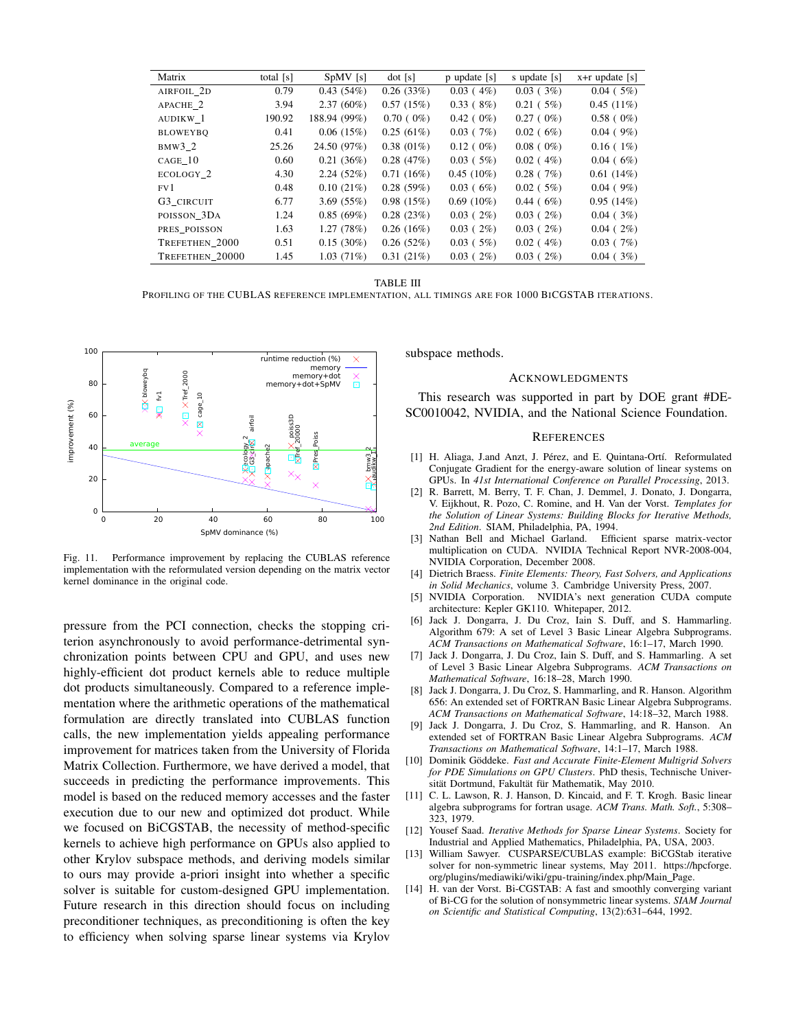| Matrix | total [s] | SpMV [s] | dot [s] | p update [s] | s update [s] | x+r update [s] |
|---|---|---|---|---|---|---|
| AIRFOIL_2D | 0.79 | 0.43 (54%) | 0.26 (33%) | 0.03 ( 4%) | 0.03 ( 3%) | 0.04 ( 5%) |
| APACHE_2 | 3.94 | 2.37 (60%) | 0.57 (15%) | 0.33 ( 8%) | 0.21 ( 5%) | 0.45 (11%) |
| AUDIKW_1 | 190.92 | 188.94 (99%) | 0.70 ( 0%) | 0.42 ( 0%) | 0.27 ( 0%) | 0.58 ( 0%) |
| BLOWEYBQ | 0.41 | 0.06 (15%) | 0.25 (61%) | 0.03 ( 7%) | 0.02 ( 6%) | 0.04 ( 9%) |
| BMW3_2 | 25.26 | 24.50 (97%) | 0.38 (01%) | 0.12 ( 0%) | 0.08 ( 0%) | 0.16 ( 1%) |
| CAGE_10 | 0.60 | 0.21 (36%) | 0.28 (47%) | 0.03 ( 5%) | 0.02 ( 4%) | 0.04 ( 6%) |
| ECOLOGY_2 | 4.30 | 2.24 (52%) | 0.71 (16%) | 0.45 (10%) | 0.28 ( 7%) | 0.61 (14%) |
| FV1 | 0.48 | 0.10 (21%) | 0.28 (59%) | 0.03 ( 6%) | 0.02 ( 5%) | 0.04 ( 9%) |
| G3_CIRCUIT | 6.77 | 3.69 (55%) | 0.98 (15%) | 0.69 (10%) | 0.44 ( 6%) | 0.95 (14%) |
| POISSON_3DA | 1.24 | 0.85 (69%) | 0.28 (23%) | 0.03 ( 2%) | 0.03 ( 2%) | 0.04 ( 3%) |
| PRES_POISSON | 1.63 | 1.27 (78%) | 0.26 (16%) | 0.03 ( 2%) | 0.03 ( 2%) | 0.04 ( 2%) |
| TREFETHEN_2000 | 0.51 | 0.15 (30%) | 0.26 (52%) | 0.03 ( 5%) | 0.02 ( 4%) | 0.03 ( 7%) |
| TREFETHEN_20000 | 1.45 | 1.03 (71%) | 0.31 (21%) | 0.03 ( 2%) | 0.03 ( 2%) | 0.04 ( 3%) |

TABLE III

PROFILING OF THE CUBLAS REFERENCE IMPLEMENTATION, ALL TIMINGS ARE FOR 1000 BICGSTAB ITERATIONS.

improvement (%)

SpMV dominance (%)

runtime reduction (%)

memory

memory+dot

memory+dot+SpMV

average

bloweybq, fv1, Tref_2000, cage_10, ecology_2, G3_circ, airfoil, apache2, poiss3D, Tref_20000, Pres_Poiss, bmw3_2, audikw_1

0, 20, 40, 60, 80, 100

Fig. 11. Performance improvement by replacing the CUBLAS reference implementation with the reformulated version depending on the matrix vector kernel dominance in the original code.

pressure from the PCI connection, checks the stopping criterion asynchronously to avoid performance-detrimental synchronization points between CPU and GPU, and uses new highly-efficient dot product kernels able to reduce multiple dot products simultaneously. Compared to a reference implementation where the arithmetic operations of the mathematical formulation are directly translated into CUBLAS function calls, the new implementation yields appealing performance improvement for matrices taken from the University of Florida Matrix Collection. Furthermore, we have derived a model, that succeeds in predicting the performance improvements. This model is based on the reduced memory accesses and the faster execution due to our new and optimized dot product. While we focused on BiCGSTAB, the necessity of method-specific kernels to achieve high performance on GPUs also applied to other Krylov subspace methods, and deriving models similar to ours may provide a-priori insight into whether a specific solver is suitable for custom-designed GPU implementation. Future research in this direction should focus on including preconditioner techniques, as preconditioning is often the key to efficiency when solving sparse linear systems via Krylov subspace methods.

## ACKNOWLEDGMENTS

This research was supported in part by DOE grant #DE-SC0010042, NVIDIA, and the National Science Foundation.

## REFERENCES

[1] H. Aliaga, J.and Anzt, J. Pérez, and E. Quintana-Ortí. Reformulated Conjugate Gradient for the energy-aware solution of linear systems on GPUs. In *41st International Conference on Parallel Processing*, 2013.

[2] R. Barrett, M. Berry, T. F. Chan, J. Demmel, J. Donato, J. Dongarra, V. Eijkhout, R. Pozo, C. Romine, and H. Van der Vorst. *Templates for the Solution of Linear Systems: Building Blocks for Iterative Methods, 2nd Edition*. SIAM, Philadelphia, PA, 1994.

[3] Nathan Bell and Michael Garland. Efficient sparse matrix-vector multiplication on CUDA. NVIDIA Technical Report NVR-2008-004, NVIDIA Corporation, December 2008.

[4] Dietrich Braess. *Finite Elements: Theory, Fast Solvers, and Applications in Solid Mechanics*, volume 3. Cambridge University Press, 2007.

[5] NVIDIA Corporation. NVIDIA's next generation CUDA compute architecture: Kepler GK110. Whitepaper, 2012.

[6] Jack J. Dongarra, J. Du Croz, Iain S. Duff, and S. Hammarling. Algorithm 679: A set of Level 3 Basic Linear Algebra Subprograms. *ACM Transactions on Mathematical Software*, 16:1–17, March 1990.

[7] Jack J. Dongarra, J. Du Croz, Iain S. Duff, and S. Hammarling. A set of Level 3 Basic Linear Algebra Subprograms. *ACM Transactions on Mathematical Software*, 16:18–28, March 1990.

[8] Jack J. Dongarra, J. Du Croz, S. Hammarling, and R. Hanson. Algorithm 656: An extended set of FORTRAN Basic Linear Algebra Subprograms. *ACM Transactions on Mathematical Software*, 14:18–32, March 1988.

[9] Jack J. Dongarra, J. Du Croz, S. Hammarling, and R. Hanson. An extended set of FORTRAN Basic Linear Algebra Subprograms. *ACM Transactions on Mathematical Software*, 14:1–17, March 1988.

[10] Dominik Göddeke. *Fast and Accurate Finite-Element Multigrid Solvers for PDE Simulations on GPU Clusters*. PhD thesis, Technische Universität Dortmund, Fakultät für Mathematik, May 2010.

[11] C. L. Lawson, R. J. Hanson, D. Kincaid, and F. T. Krogh. Basic linear algebra subprograms for fortran usage. *ACM Trans. Math. Soft.*, 5:308–323, 1979.

[12] Yousef Saad. *Iterative Methods for Sparse Linear Systems*. Society for Industrial and Applied Mathematics, Philadelphia, PA, USA, 2003.

[13] William Sawyer. CUSPARSE/CUBLAS example: BiCGStab iterative solver for non-symmetric linear systems, May 2011. https://hpcforge.org/plugins/mediawiki/wiki/gpu-training/index.php/Main_Page.

[14] H. van der Vorst. Bi-CGSTAB: A fast and smoothly converging variant of Bi-CG for the solution of nonsymmetric linear systems. *SIAM Journal on Scientific and Statistical Computing*, 13(2):631–644, 1992.